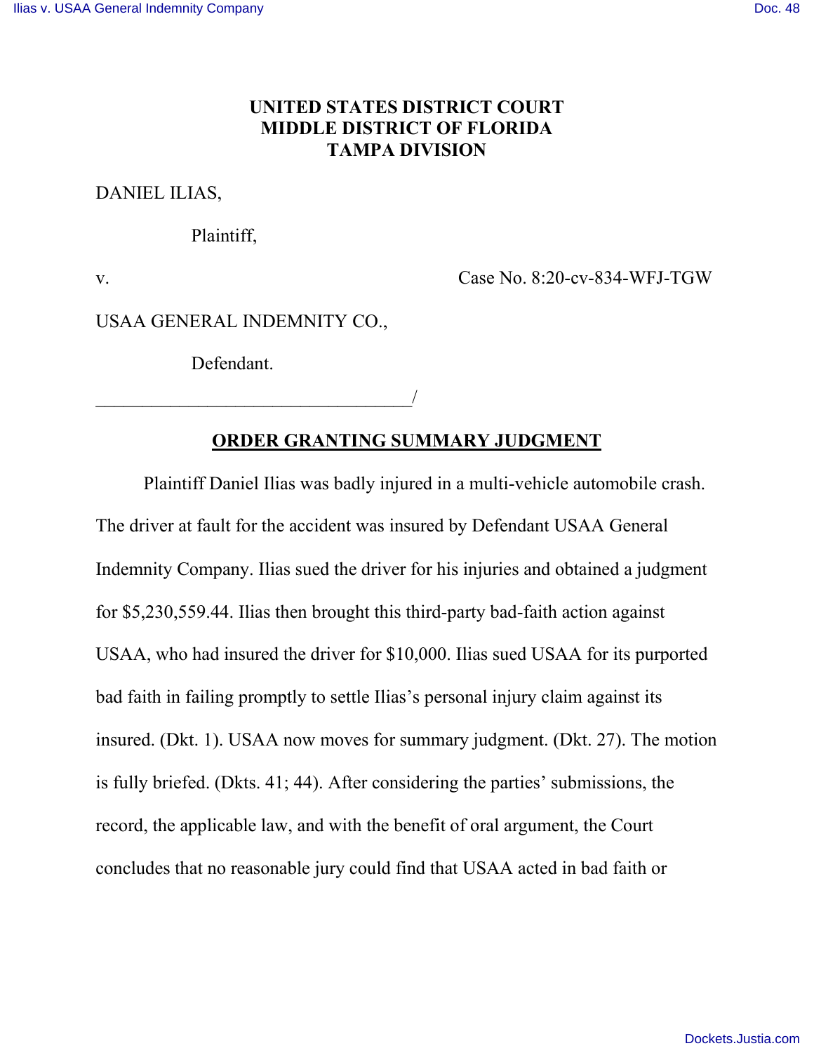**UNITED STATES DISTRICT COURT**
**MIDDLE DISTRICT OF FLORIDA**
**TAMPA DIVISION**

DANIEL ILIAS,

Plaintiff,

v. Case No. 8:20-cv-834-WFJ-TGW

USAA GENERAL INDEMNITY CO.,

Defendant.

_________________________________/

## ORDER GRANTING SUMMARY JUDGMENT

Plaintiff Daniel Ilias was badly injured in a multi-vehicle automobile crash. The driver at fault for the accident was insured by Defendant USAA General Indemnity Company. Ilias sued the driver for his injuries and obtained a judgment for $5,230,559.44. Ilias then brought this third-party bad-faith action against USAA, who had insured the driver for $10,000. Ilias sued USAA for its purported bad faith in failing promptly to settle Ilias's personal injury claim against its insured. (Dkt. 1). USAA now moves for summary judgment. (Dkt. 27). The motion is fully briefed. (Dkts. 41; 44). After considering the parties' submissions, the record, the applicable law, and with the benefit of oral argument, the Court concludes that no reasonable jury could find that USAA acted in bad faith or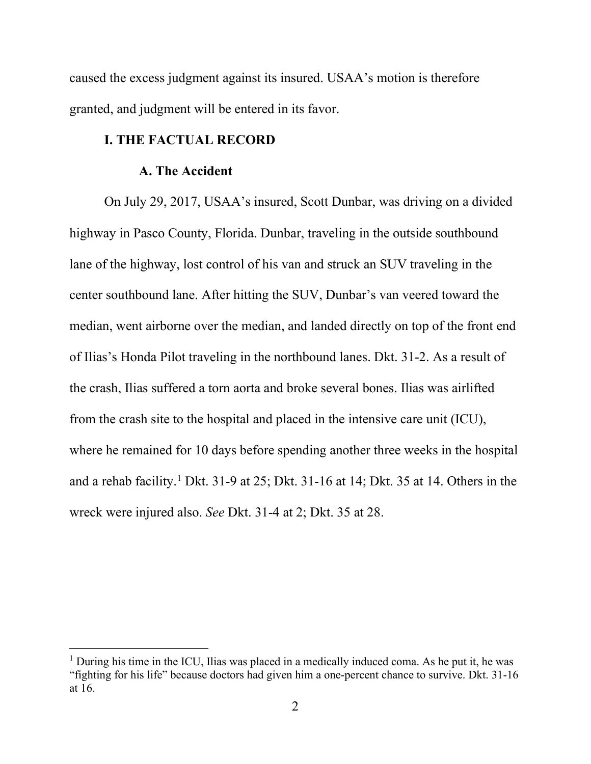caused the excess judgment against its insured. USAA's motion is therefore granted, and judgment will be entered in its favor.

## I. THE FACTUAL RECORD

### A. The Accident

On July 29, 2017, USAA's insured, Scott Dunbar, was driving on a divided highway in Pasco County, Florida. Dunbar, traveling in the outside southbound lane of the highway, lost control of his van and struck an SUV traveling in the center southbound lane. After hitting the SUV, Dunbar's van veered toward the median, went airborne over the median, and landed directly on top of the front end of Ilias's Honda Pilot traveling in the northbound lanes. Dkt. 31-2. As a result of the crash, Ilias suffered a torn aorta and broke several bones. Ilias was airlifted from the crash site to the hospital and placed in the intensive care unit (ICU), where he remained for 10 days before spending another three weeks in the hospital and a rehab facility.[1] Dkt. 31-9 at 25; Dkt. 31-16 at 14; Dkt. 35 at 14. Others in the wreck were injured also. *See* Dkt. 31-4 at 2; Dkt. 35 at 28.

---

[1] During his time in the ICU, Ilias was placed in a medically induced coma. As he put it, he was "fighting for his life" because doctors had given him a one-percent chance to survive. Dkt. 31-16 at 16.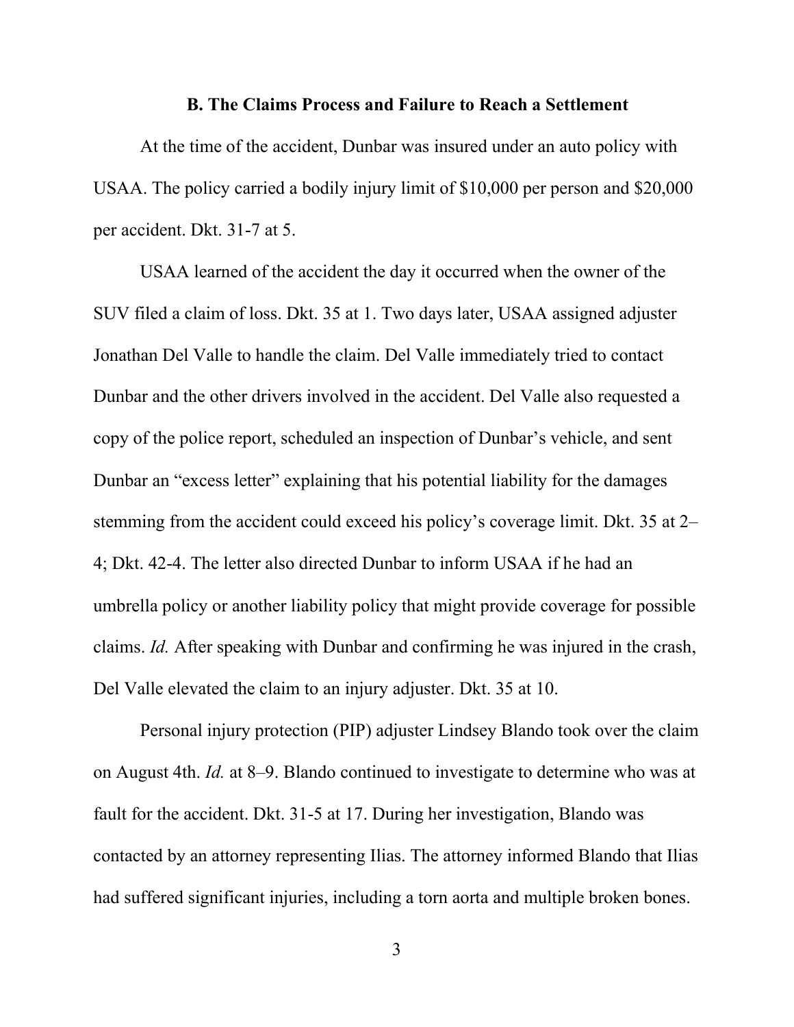### B. The Claims Process and Failure to Reach a Settlement

At the time of the accident, Dunbar was insured under an auto policy with USAA. The policy carried a bodily injury limit of $10,000 per person and $20,000 per accident. Dkt. 31-7 at 5.

USAA learned of the accident the day it occurred when the owner of the SUV filed a claim of loss. Dkt. 35 at 1. Two days later, USAA assigned adjuster Jonathan Del Valle to handle the claim. Del Valle immediately tried to contact Dunbar and the other drivers involved in the accident. Del Valle also requested a copy of the police report, scheduled an inspection of Dunbar's vehicle, and sent Dunbar an "excess letter" explaining that his potential liability for the damages stemming from the accident could exceed his policy's coverage limit. Dkt. 35 at 2–4; Dkt. 42-4. The letter also directed Dunbar to inform USAA if he had an umbrella policy or another liability policy that might provide coverage for possible claims. *Id.* After speaking with Dunbar and confirming he was injured in the crash, Del Valle elevated the claim to an injury adjuster. Dkt. 35 at 10.

Personal injury protection (PIP) adjuster Lindsey Blando took over the claim on August 4th. *Id.* at 8–9. Blando continued to investigate to determine who was at fault for the accident. Dkt. 31-5 at 17. During her investigation, Blando was contacted by an attorney representing Ilias. The attorney informed Blando that Ilias had suffered significant injuries, including a torn aorta and multiple broken bones.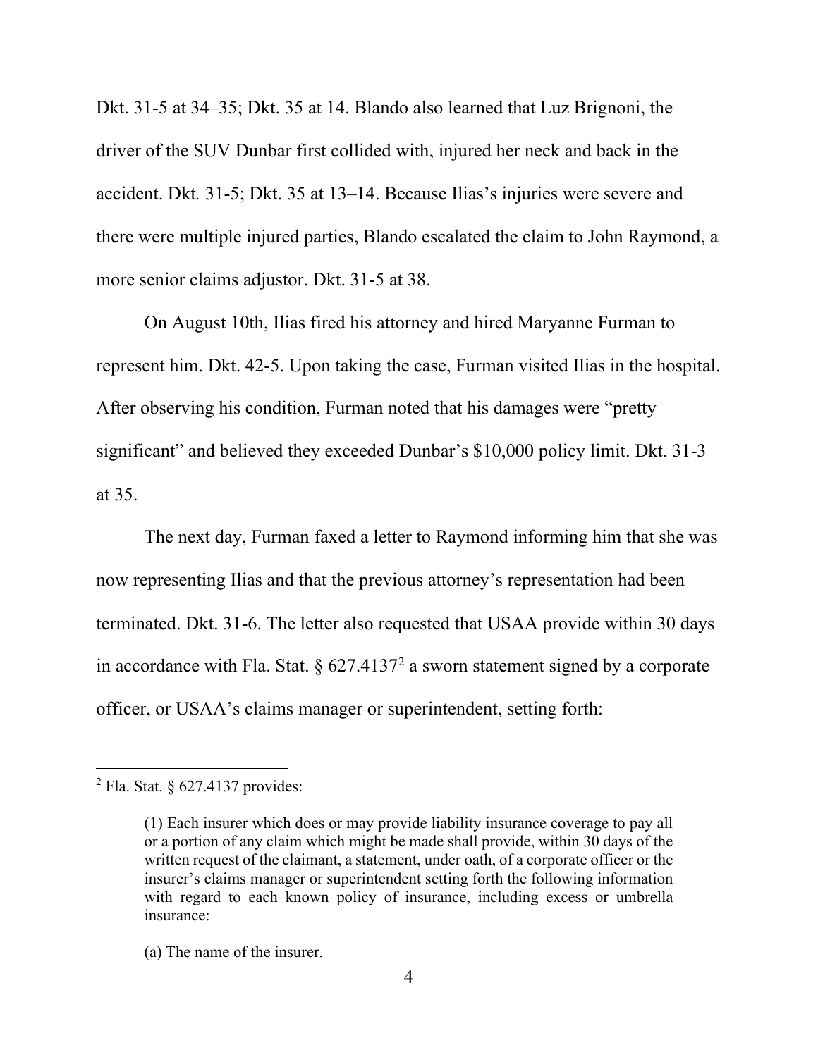Dkt. 31-5 at 34–35; Dkt. 35 at 14. Blando also learned that Luz Brignoni, the driver of the SUV Dunbar first collided with, injured her neck and back in the accident. Dkt. 31-5; Dkt. 35 at 13–14. Because Ilias's injuries were severe and there were multiple injured parties, Blando escalated the claim to John Raymond, a more senior claims adjustor. Dkt. 31-5 at 38.

On August 10th, Ilias fired his attorney and hired Maryanne Furman to represent him. Dkt. 42-5. Upon taking the case, Furman visited Ilias in the hospital. After observing his condition, Furman noted that his damages were "pretty significant" and believed they exceeded Dunbar's $10,000 policy limit. Dkt. 31-3 at 35.

The next day, Furman faxed a letter to Raymond informing him that she was now representing Ilias and that the previous attorney's representation had been terminated. Dkt. 31-6. The letter also requested that USAA provide within 30 days in accordance with Fla. Stat. § 627.4137[2] a sworn statement signed by a corporate officer, or USAA's claims manager or superintendent, setting forth:

---

[2] Fla. Stat. § 627.4137 provides:

> (1) Each insurer which does or may provide liability insurance coverage to pay all or a portion of any claim which might be made shall provide, within 30 days of the written request of the claimant, a statement, under oath, of a corporate officer or the insurer's claims manager or superintendent setting forth the following information with regard to each known policy of insurance, including excess or umbrella insurance:
>
> (a) The name of the insurer.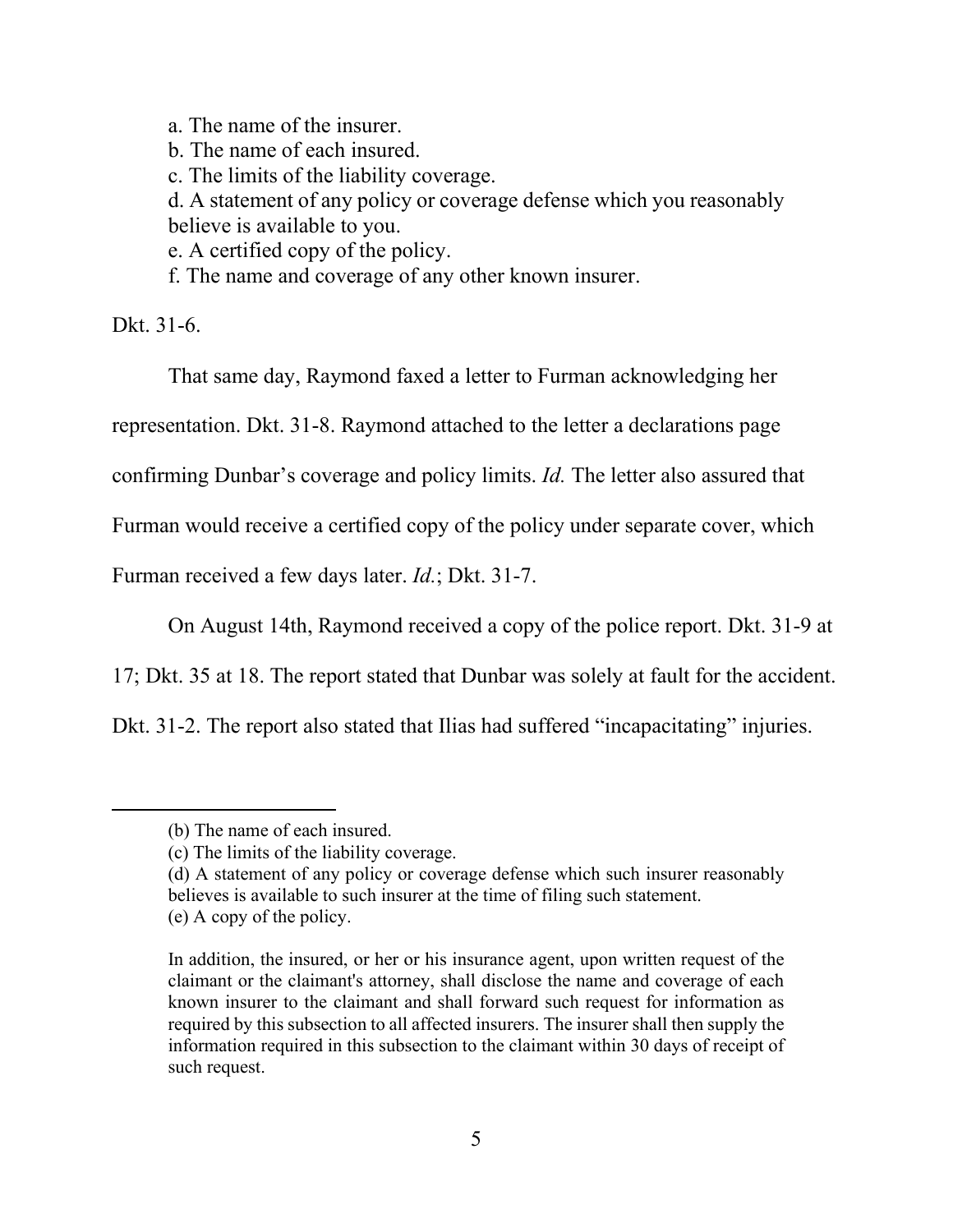a. The name of the insurer.
b. The name of each insured.
c. The limits of the liability coverage.
d. A statement of any policy or coverage defense which you reasonably believe is available to you.
e. A certified copy of the policy.
f. The name and coverage of any other known insurer.

Dkt. 31-6.

That same day, Raymond faxed a letter to Furman acknowledging her representation. Dkt. 31-8. Raymond attached to the letter a declarations page confirming Dunbar's coverage and policy limits. *Id.* The letter also assured that Furman would receive a certified copy of the policy under separate cover, which Furman received a few days later. *Id.*; Dkt. 31-7.

On August 14th, Raymond received a copy of the police report. Dkt. 31-9 at 17; Dkt. 35 at 18. The report stated that Dunbar was solely at fault for the accident. Dkt. 31-2. The report also stated that Ilias had suffered "incapacitating" injuries.

---

(b) The name of each insured.
(c) The limits of the liability coverage.
(d) A statement of any policy or coverage defense which such insurer reasonably believes is available to such insurer at the time of filing such statement.
(e) A copy of the policy.

In addition, the insured, or her or his insurance agent, upon written request of the claimant or the claimant's attorney, shall disclose the name and coverage of each known insurer to the claimant and shall forward such request for information as required by this subsection to all affected insurers. The insurer shall then supply the information required in this subsection to the claimant within 30 days of receipt of such request.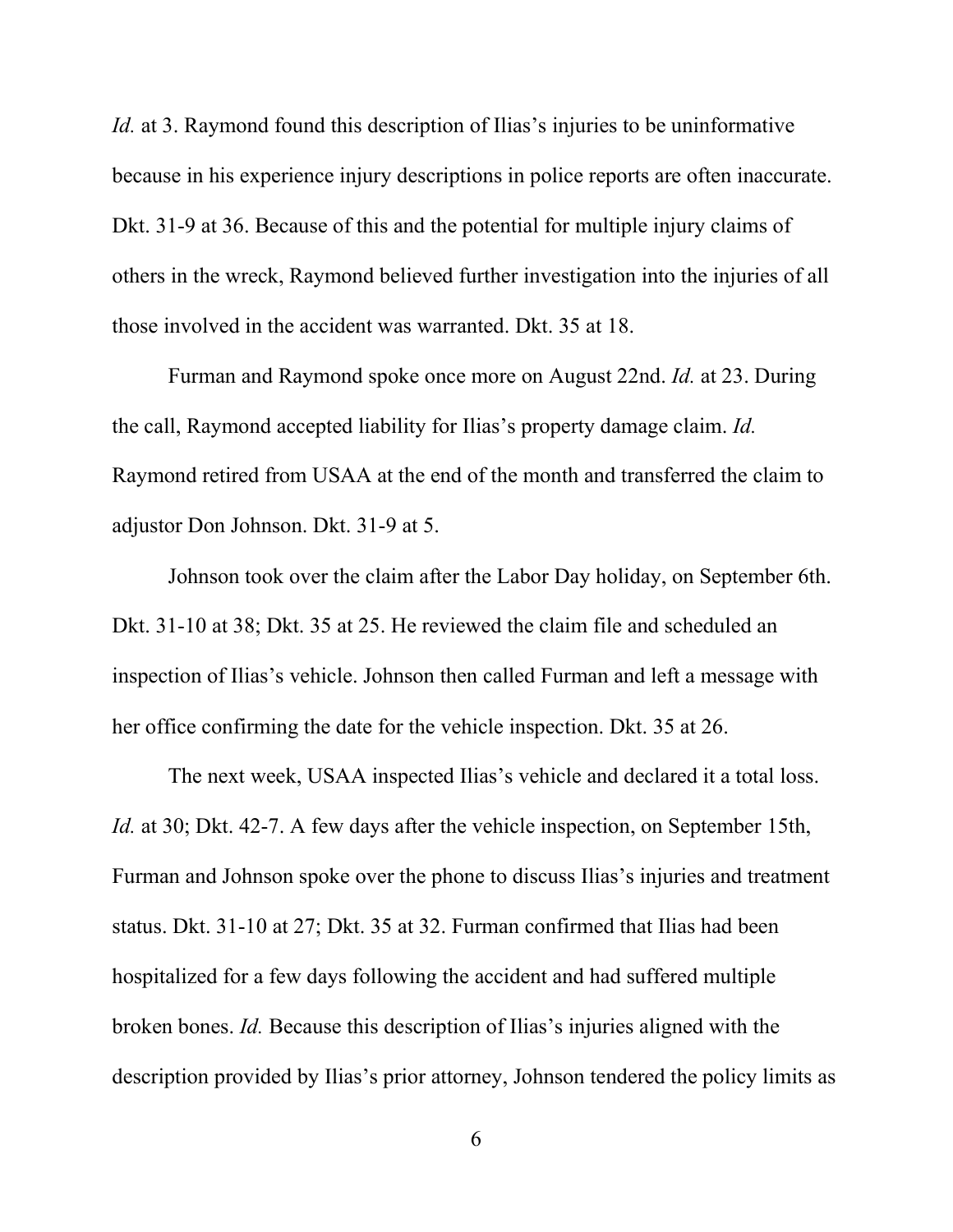*Id.* at 3. Raymond found this description of Ilias's injuries to be uninformative because in his experience injury descriptions in police reports are often inaccurate. Dkt. 31-9 at 36. Because of this and the potential for multiple injury claims of others in the wreck, Raymond believed further investigation into the injuries of all those involved in the accident was warranted. Dkt. 35 at 18.

Furman and Raymond spoke once more on August 22nd. *Id.* at 23. During the call, Raymond accepted liability for Ilias's property damage claim. *Id.* Raymond retired from USAA at the end of the month and transferred the claim to adjustor Don Johnson. Dkt. 31-9 at 5.

Johnson took over the claim after the Labor Day holiday, on September 6th. Dkt. 31-10 at 38; Dkt. 35 at 25. He reviewed the claim file and scheduled an inspection of Ilias's vehicle. Johnson then called Furman and left a message with her office confirming the date for the vehicle inspection. Dkt. 35 at 26.

The next week, USAA inspected Ilias's vehicle and declared it a total loss. *Id.* at 30; Dkt. 42-7. A few days after the vehicle inspection, on September 15th, Furman and Johnson spoke over the phone to discuss Ilias's injuries and treatment status. Dkt. 31-10 at 27; Dkt. 35 at 32. Furman confirmed that Ilias had been hospitalized for a few days following the accident and had suffered multiple broken bones. *Id.* Because this description of Ilias's injuries aligned with the description provided by Ilias's prior attorney, Johnson tendered the policy limits as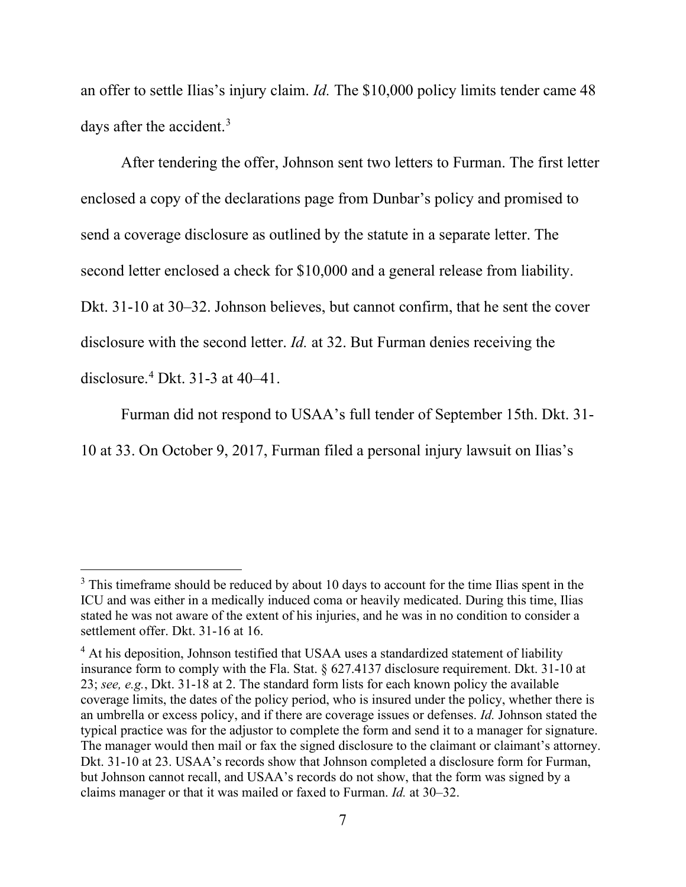an offer to settle Ilias's injury claim. *Id.* The $10,000 policy limits tender came 48 days after the accident.[3]

After tendering the offer, Johnson sent two letters to Furman. The first letter enclosed a copy of the declarations page from Dunbar's policy and promised to send a coverage disclosure as outlined by the statute in a separate letter. The second letter enclosed a check for $10,000 and a general release from liability. Dkt. 31-10 at 30–32. Johnson believes, but cannot confirm, that he sent the cover disclosure with the second letter. *Id.* at 32. But Furman denies receiving the disclosure.[4] Dkt. 31-3 at 40–41.

Furman did not respond to USAA's full tender of September 15th. Dkt. 31-10 at 33. On October 9, 2017, Furman filed a personal injury lawsuit on Ilias's

---

[3] This timeframe should be reduced by about 10 days to account for the time Ilias spent in the ICU and was either in a medically induced coma or heavily medicated. During this time, Ilias stated he was not aware of the extent of his injuries, and he was in no condition to consider a settlement offer. Dkt. 31-16 at 16.

[4] At his deposition, Johnson testified that USAA uses a standardized statement of liability insurance form to comply with the Fla. Stat. § 627.4137 disclosure requirement. Dkt. 31-10 at 23; *see, e.g.*, Dkt. 31-18 at 2. The standard form lists for each known policy the available coverage limits, the dates of the policy period, who is insured under the policy, whether there is an umbrella or excess policy, and if there are coverage issues or defenses. *Id.* Johnson stated the typical practice was for the adjustor to complete the form and send it to a manager for signature. The manager would then mail or fax the signed disclosure to the claimant or claimant's attorney. Dkt. 31-10 at 23. USAA's records show that Johnson completed a disclosure form for Furman, but Johnson cannot recall, and USAA's records do not show, that the form was signed by a claims manager or that it was mailed or faxed to Furman. *Id.* at 30–32.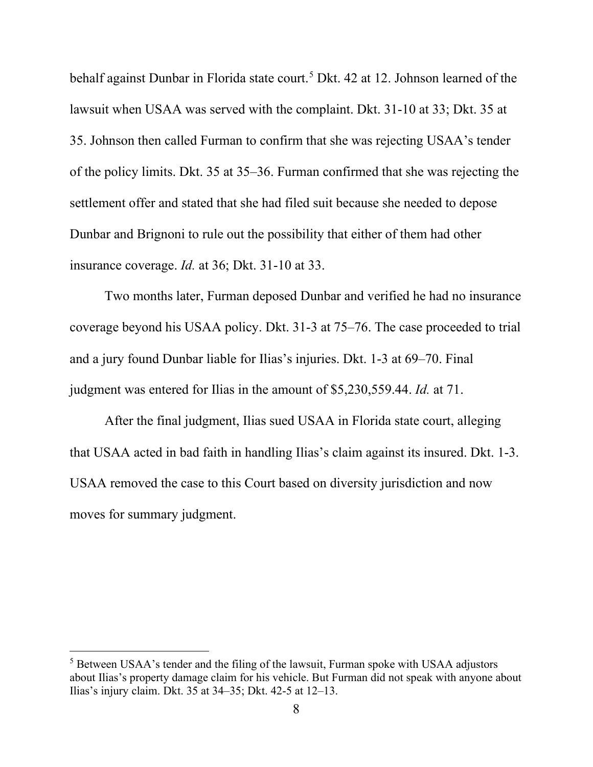behalf against Dunbar in Florida state court.[5] Dkt. 42 at 12. Johnson learned of the lawsuit when USAA was served with the complaint. Dkt. 31-10 at 33; Dkt. 35 at 35. Johnson then called Furman to confirm that she was rejecting USAA's tender of the policy limits. Dkt. 35 at 35–36. Furman confirmed that she was rejecting the settlement offer and stated that she had filed suit because she needed to depose Dunbar and Brignoni to rule out the possibility that either of them had other insurance coverage. *Id.* at 36; Dkt. 31-10 at 33.

Two months later, Furman deposed Dunbar and verified he had no insurance coverage beyond his USAA policy. Dkt. 31-3 at 75–76. The case proceeded to trial and a jury found Dunbar liable for Ilias's injuries. Dkt. 1-3 at 69–70. Final judgment was entered for Ilias in the amount of $5,230,559.44. *Id.* at 71.

After the final judgment, Ilias sued USAA in Florida state court, alleging that USAA acted in bad faith in handling Ilias's claim against its insured. Dkt. 1-3. USAA removed the case to this Court based on diversity jurisdiction and now moves for summary judgment.

---

[5] Between USAA's tender and the filing of the lawsuit, Furman spoke with USAA adjustors about Ilias's property damage claim for his vehicle. But Furman did not speak with anyone about Ilias's injury claim. Dkt. 35 at 34–35; Dkt. 42-5 at 12–13.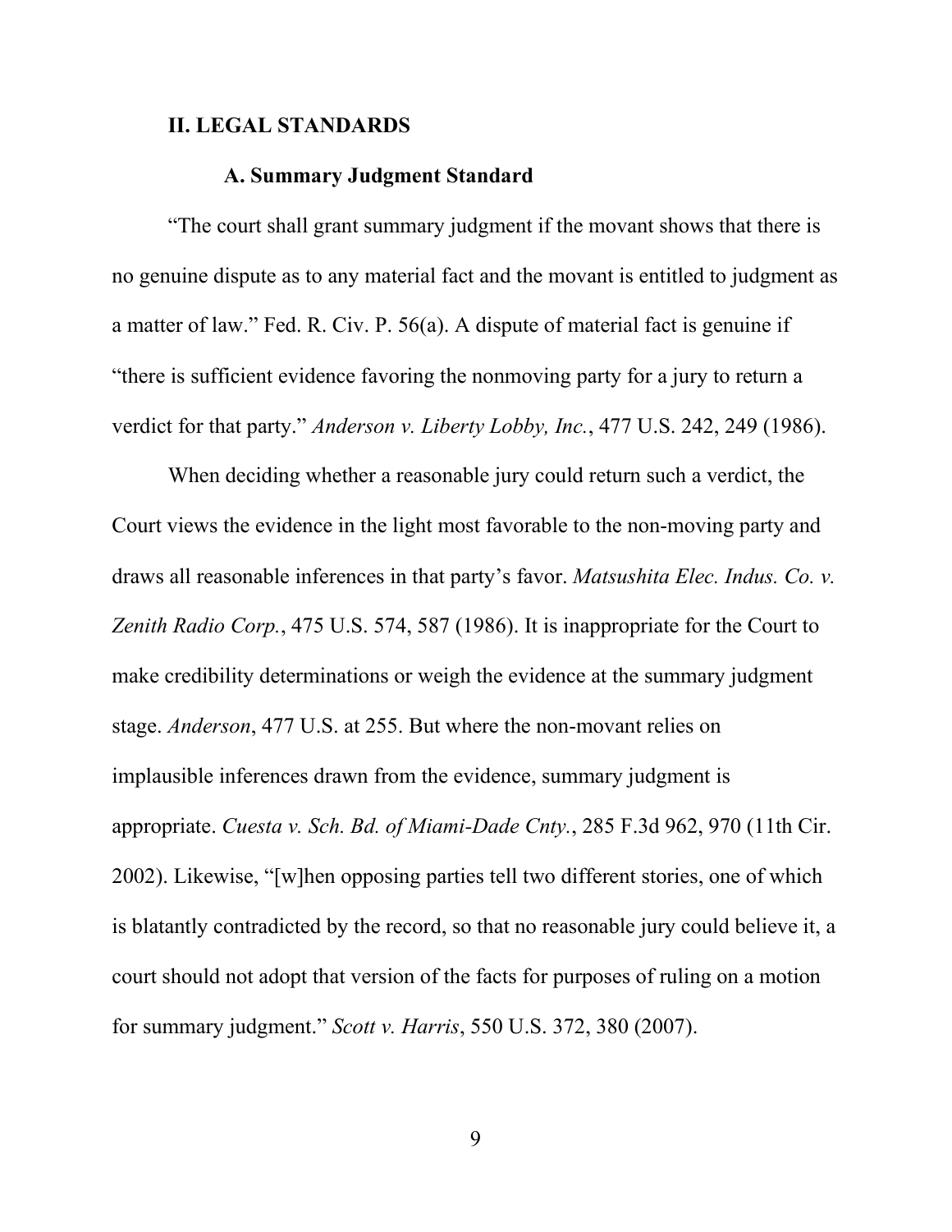## II. LEGAL STANDARDS

### A. Summary Judgment Standard

"The court shall grant summary judgment if the movant shows that there is no genuine dispute as to any material fact and the movant is entitled to judgment as a matter of law." Fed. R. Civ. P. 56(a). A dispute of material fact is genuine if "there is sufficient evidence favoring the nonmoving party for a jury to return a verdict for that party." *Anderson v. Liberty Lobby, Inc.*, 477 U.S. 242, 249 (1986).

When deciding whether a reasonable jury could return such a verdict, the Court views the evidence in the light most favorable to the non-moving party and draws all reasonable inferences in that party's favor. *Matsushita Elec. Indus. Co. v. Zenith Radio Corp.*, 475 U.S. 574, 587 (1986). It is inappropriate for the Court to make credibility determinations or weigh the evidence at the summary judgment stage. *Anderson*, 477 U.S. at 255. But where the non-movant relies on implausible inferences drawn from the evidence, summary judgment is appropriate. *Cuesta v. Sch. Bd. of Miami-Dade Cnty.*, 285 F.3d 962, 970 (11th Cir. 2002). Likewise, "[w]hen opposing parties tell two different stories, one of which is blatantly contradicted by the record, so that no reasonable jury could believe it, a court should not adopt that version of the facts for purposes of ruling on a motion for summary judgment." *Scott v. Harris*, 550 U.S. 372, 380 (2007).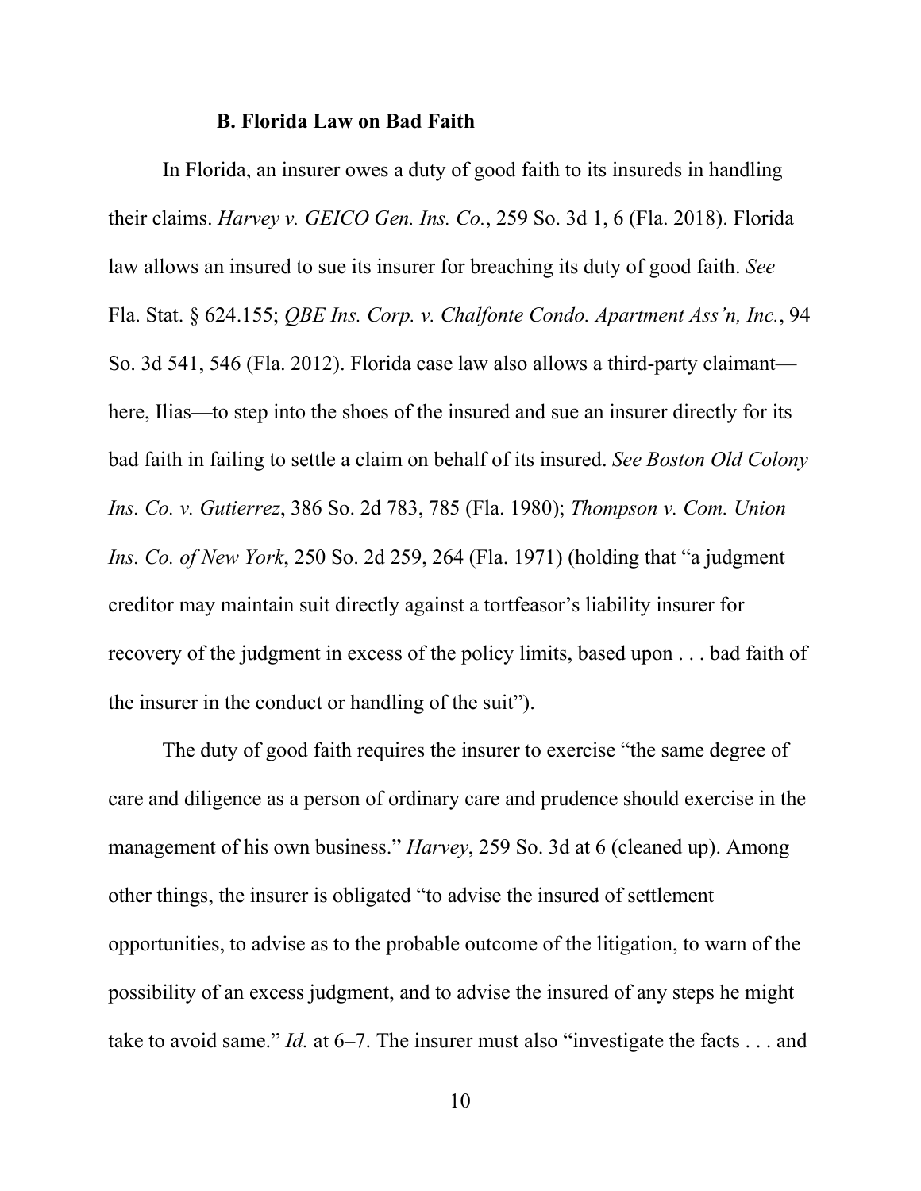### B. Florida Law on Bad Faith

In Florida, an insurer owes a duty of good faith to its insureds in handling their claims. *Harvey v. GEICO Gen. Ins. Co.*, 259 So. 3d 1, 6 (Fla. 2018). Florida law allows an insured to sue its insurer for breaching its duty of good faith. *See* Fla. Stat. § 624.155; *QBE Ins. Corp. v. Chalfonte Condo. Apartment Ass'n, Inc.*, 94 So. 3d 541, 546 (Fla. 2012). Florida case law also allows a third-party claimant—here, Ilias—to step into the shoes of the insured and sue an insurer directly for its bad faith in failing to settle a claim on behalf of its insured. *See Boston Old Colony Ins. Co. v. Gutierrez*, 386 So. 2d 783, 785 (Fla. 1980); *Thompson v. Com. Union Ins. Co. of New York*, 250 So. 2d 259, 264 (Fla. 1971) (holding that "a judgment creditor may maintain suit directly against a tortfeasor's liability insurer for recovery of the judgment in excess of the policy limits, based upon . . . bad faith of the insurer in the conduct or handling of the suit").

The duty of good faith requires the insurer to exercise "the same degree of care and diligence as a person of ordinary care and prudence should exercise in the management of his own business." *Harvey*, 259 So. 3d at 6 (cleaned up). Among other things, the insurer is obligated "to advise the insured of settlement opportunities, to advise as to the probable outcome of the litigation, to warn of the possibility of an excess judgment, and to advise the insured of any steps he might take to avoid same." *Id.* at 6–7. The insurer must also "investigate the facts . . . and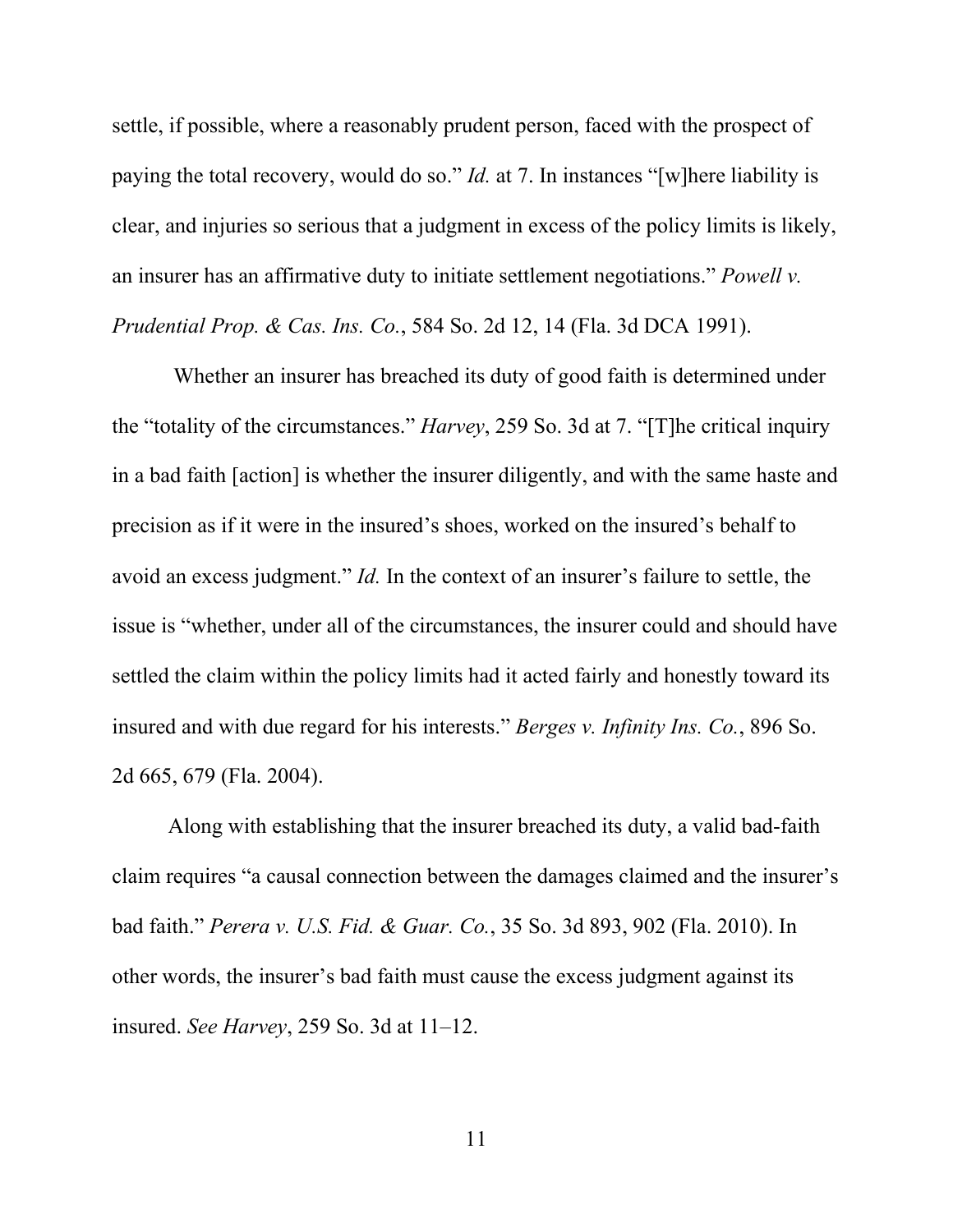settle, if possible, where a reasonably prudent person, faced with the prospect of paying the total recovery, would do so." *Id.* at 7. In instances "[w]here liability is clear, and injuries so serious that a judgment in excess of the policy limits is likely, an insurer has an affirmative duty to initiate settlement negotiations." *Powell v. Prudential Prop. & Cas. Ins. Co.*, 584 So. 2d 12, 14 (Fla. 3d DCA 1991).

Whether an insurer has breached its duty of good faith is determined under the "totality of the circumstances." *Harvey*, 259 So. 3d at 7. "[T]he critical inquiry in a bad faith [action] is whether the insurer diligently, and with the same haste and precision as if it were in the insured's shoes, worked on the insured's behalf to avoid an excess judgment." *Id.* In the context of an insurer's failure to settle, the issue is "whether, under all of the circumstances, the insurer could and should have settled the claim within the policy limits had it acted fairly and honestly toward its insured and with due regard for his interests." *Berges v. Infinity Ins. Co.*, 896 So. 2d 665, 679 (Fla. 2004).

Along with establishing that the insurer breached its duty, a valid bad-faith claim requires "a causal connection between the damages claimed and the insurer's bad faith." *Perera v. U.S. Fid. & Guar. Co.*, 35 So. 3d 893, 902 (Fla. 2010). In other words, the insurer's bad faith must cause the excess judgment against its insured. *See Harvey*, 259 So. 3d at 11–12.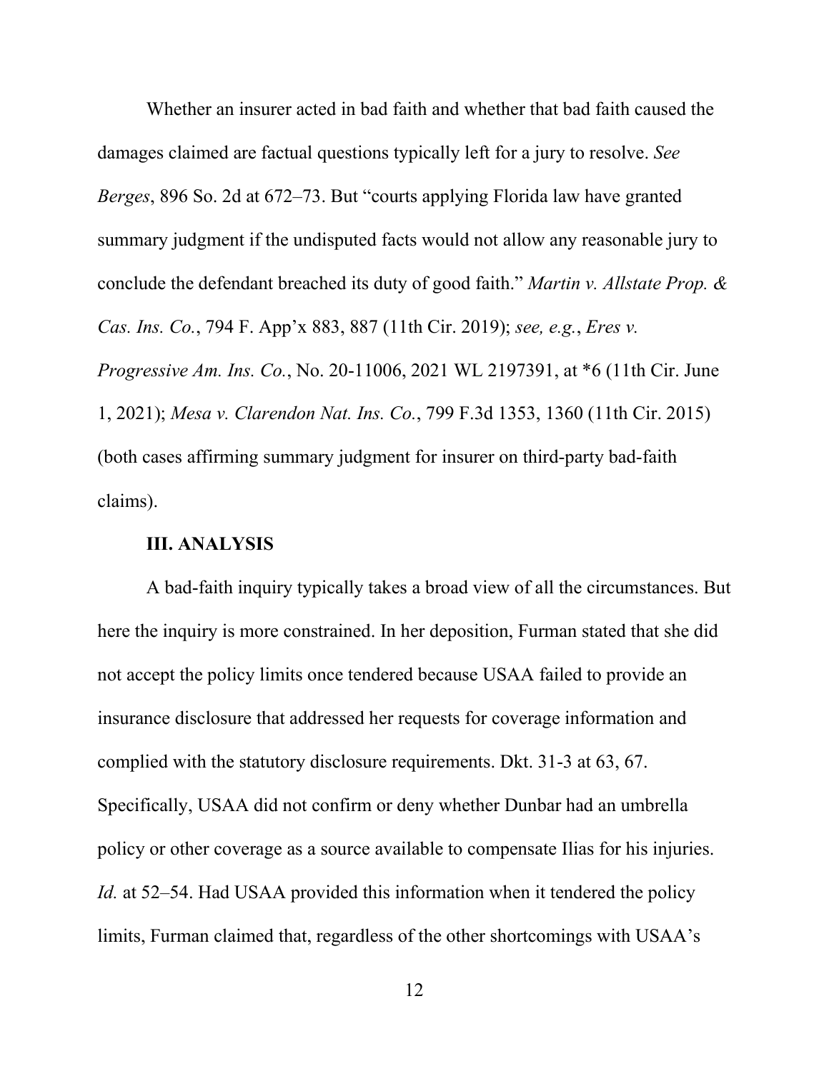Whether an insurer acted in bad faith and whether that bad faith caused the damages claimed are factual questions typically left for a jury to resolve. *See Berges*, 896 So. 2d at 672–73. But "courts applying Florida law have granted summary judgment if the undisputed facts would not allow any reasonable jury to conclude the defendant breached its duty of good faith." *Martin v. Allstate Prop. & Cas. Ins. Co.*, 794 F. App'x 883, 887 (11th Cir. 2019); *see, e.g.*, *Eres v. Progressive Am. Ins. Co.*, No. 20-11006, 2021 WL 2197391, at *6 (11th Cir. June 1, 2021); *Mesa v. Clarendon Nat. Ins. Co.*, 799 F.3d 1353, 1360 (11th Cir. 2015) (both cases affirming summary judgment for insurer on third-party bad-faith claims).

## III. ANALYSIS

A bad-faith inquiry typically takes a broad view of all the circumstances. But here the inquiry is more constrained. In her deposition, Furman stated that she did not accept the policy limits once tendered because USAA failed to provide an insurance disclosure that addressed her requests for coverage information and complied with the statutory disclosure requirements. Dkt. 31-3 at 63, 67. Specifically, USAA did not confirm or deny whether Dunbar had an umbrella policy or other coverage as a source available to compensate Ilias for his injuries. *Id.* at 52–54. Had USAA provided this information when it tendered the policy limits, Furman claimed that, regardless of the other shortcomings with USAA's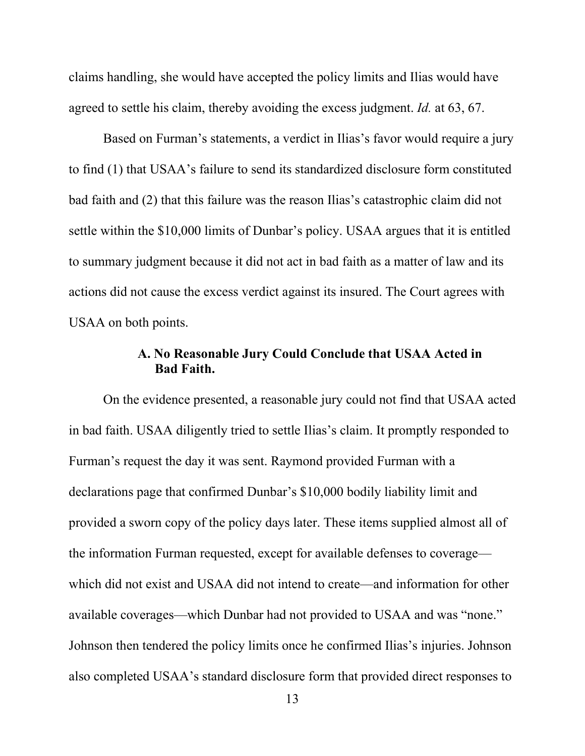claims handling, she would have accepted the policy limits and Ilias would have agreed to settle his claim, thereby avoiding the excess judgment. *Id.* at 63, 67.

Based on Furman's statements, a verdict in Ilias's favor would require a jury to find (1) that USAA's failure to send its standardized disclosure form constituted bad faith and (2) that this failure was the reason Ilias's catastrophic claim did not settle within the $10,000 limits of Dunbar's policy. USAA argues that it is entitled to summary judgment because it did not act in bad faith as a matter of law and its actions did not cause the excess verdict against its insured. The Court agrees with USAA on both points.

### A. No Reasonable Jury Could Conclude that USAA Acted in Bad Faith.

On the evidence presented, a reasonable jury could not find that USAA acted in bad faith. USAA diligently tried to settle Ilias's claim. It promptly responded to Furman's request the day it was sent. Raymond provided Furman with a declarations page that confirmed Dunbar's $10,000 bodily liability limit and provided a sworn copy of the policy days later. These items supplied almost all of the information Furman requested, except for available defenses to coverage—which did not exist and USAA did not intend to create—and information for other available coverages—which Dunbar had not provided to USAA and was "none." Johnson then tendered the policy limits once he confirmed Ilias's injuries. Johnson also completed USAA's standard disclosure form that provided direct responses to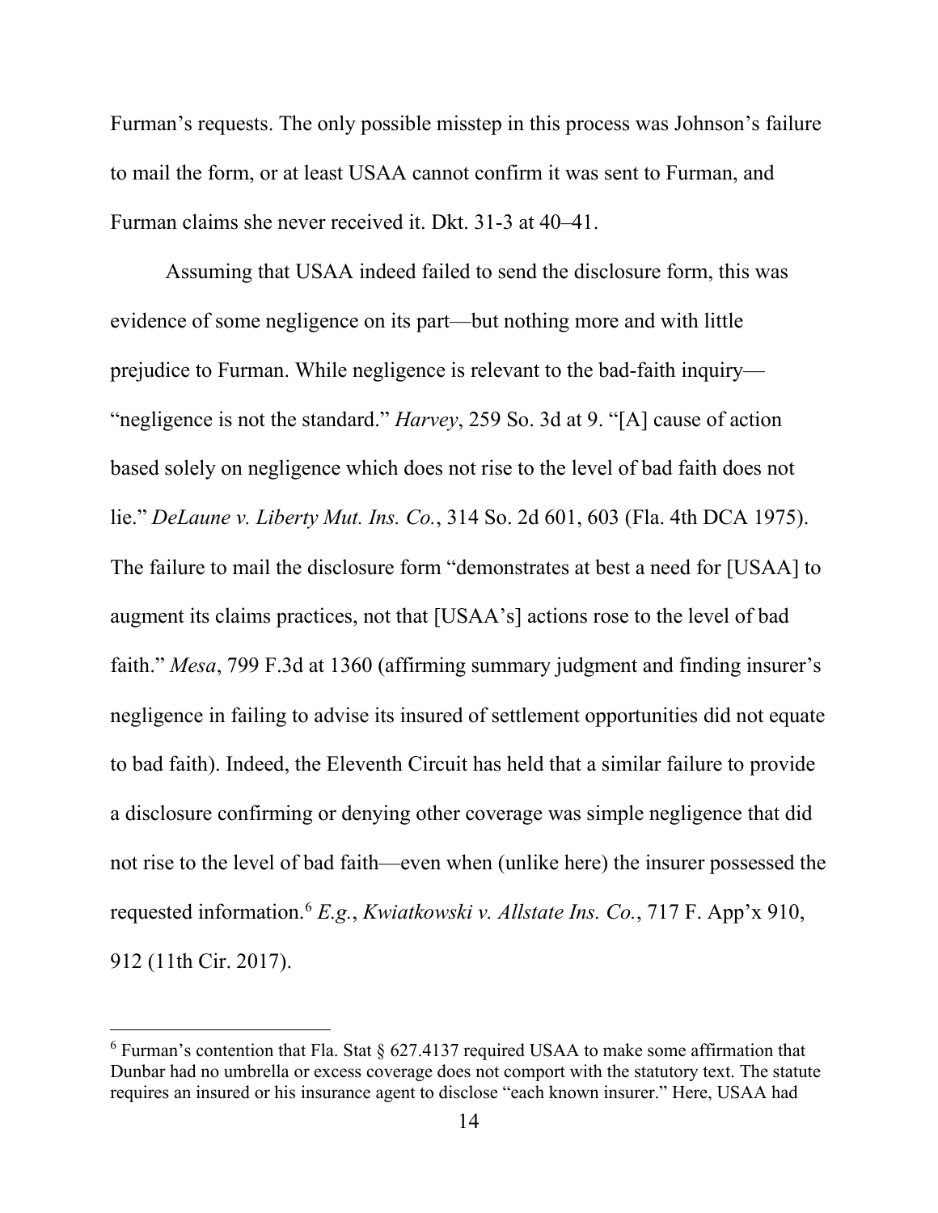Furman's requests. The only possible misstep in this process was Johnson's failure to mail the form, or at least USAA cannot confirm it was sent to Furman, and Furman claims she never received it. Dkt. 31-3 at 40–41.

Assuming that USAA indeed failed to send the disclosure form, this was evidence of some negligence on its part—but nothing more and with little prejudice to Furman. While negligence is relevant to the bad-faith inquiry—"negligence is not the standard." *Harvey*, 259 So. 3d at 9. "[A] cause of action based solely on negligence which does not rise to the level of bad faith does not lie." *DeLaune v. Liberty Mut. Ins. Co.*, 314 So. 2d 601, 603 (Fla. 4th DCA 1975). The failure to mail the disclosure form "demonstrates at best a need for [USAA] to augment its claims practices, not that [USAA's] actions rose to the level of bad faith." *Mesa*, 799 F.3d at 1360 (affirming summary judgment and finding insurer's negligence in failing to advise its insured of settlement opportunities did not equate to bad faith). Indeed, the Eleventh Circuit has held that a similar failure to provide a disclosure confirming or denying other coverage was simple negligence that did not rise to the level of bad faith—even when (unlike here) the insurer possessed the requested information.[6] *E.g.*, *Kwiatkowski v. Allstate Ins. Co.*, 717 F. App'x 910, 912 (11th Cir. 2017).

---

[6] Furman's contention that Fla. Stat § 627.4137 required USAA to make some affirmation that Dunbar had no umbrella or excess coverage does not comport with the statutory text. The statute requires an insured or his insurance agent to disclose "each known insurer." Here, USAA had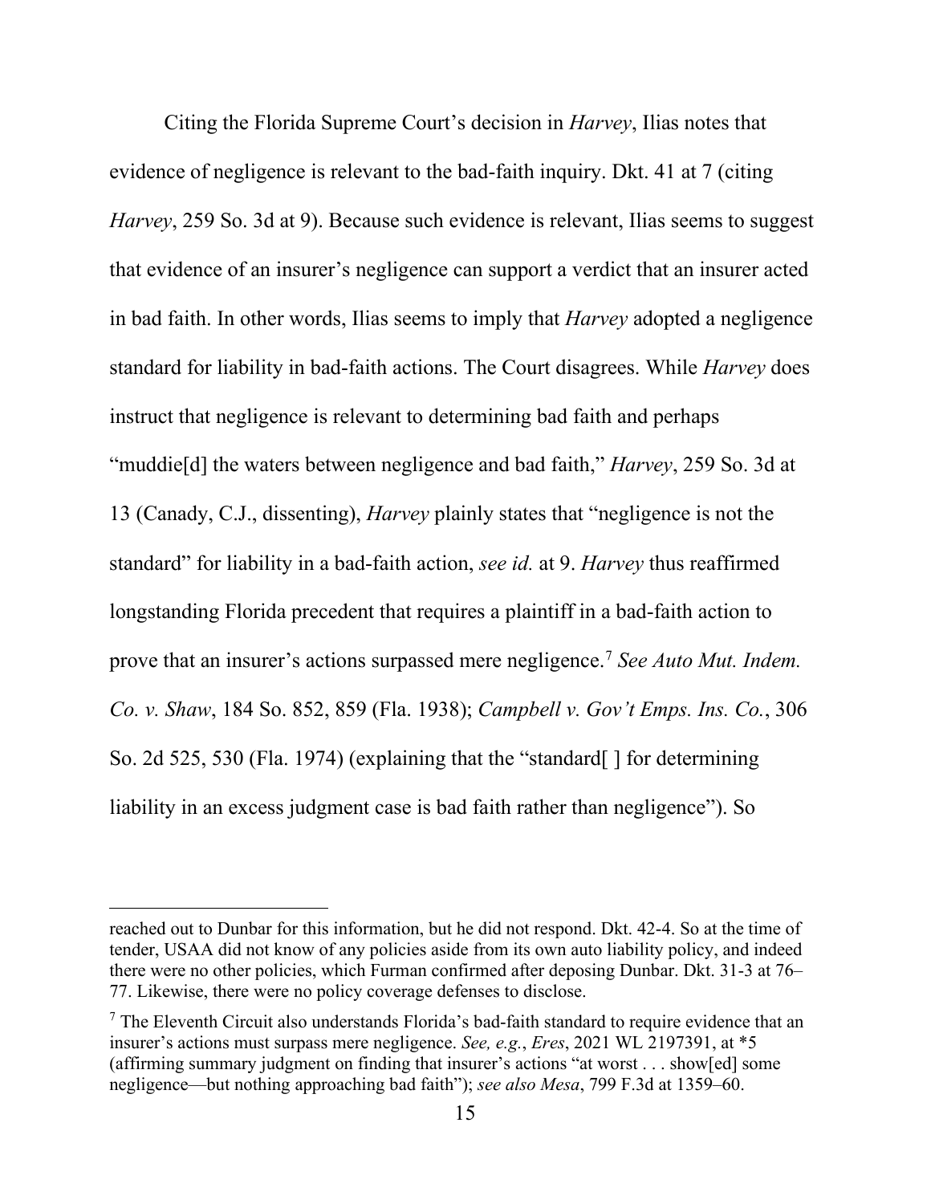Citing the Florida Supreme Court's decision in *Harvey*, Ilias notes that evidence of negligence is relevant to the bad-faith inquiry. Dkt. 41 at 7 (citing *Harvey*, 259 So. 3d at 9). Because such evidence is relevant, Ilias seems to suggest that evidence of an insurer's negligence can support a verdict that an insurer acted in bad faith. In other words, Ilias seems to imply that *Harvey* adopted a negligence standard for liability in bad-faith actions. The Court disagrees. While *Harvey* does instruct that negligence is relevant to determining bad faith and perhaps "muddie[d] the waters between negligence and bad faith," *Harvey*, 259 So. 3d at 13 (Canady, C.J., dissenting), *Harvey* plainly states that "negligence is not the standard" for liability in a bad-faith action, *see id.* at 9. *Harvey* thus reaffirmed longstanding Florida precedent that requires a plaintiff in a bad-faith action to prove that an insurer's actions surpassed mere negligence.[7] *See Auto Mut. Indem. Co. v. Shaw*, 184 So. 852, 859 (Fla. 1938); *Campbell v. Gov't Emps. Ins. Co.*, 306 So. 2d 525, 530 (Fla. 1974) (explaining that the "standard[ ] for determining liability in an excess judgment case is bad faith rather than negligence"). So

---

reached out to Dunbar for this information, but he did not respond. Dkt. 42-4. So at the time of tender, USAA did not know of any policies aside from its own auto liability policy, and indeed there were no other policies, which Furman confirmed after deposing Dunbar. Dkt. 31-3 at 76–77. Likewise, there were no policy coverage defenses to disclose.

[7] The Eleventh Circuit also understands Florida's bad-faith standard to require evidence that an insurer's actions must surpass mere negligence. *See, e.g.*, *Eres*, 2021 WL 2197391, at *5 (affirming summary judgment on finding that insurer's actions "at worst . . . show[ed] some negligence—but nothing approaching bad faith"); *see also Mesa*, 799 F.3d at 1359–60.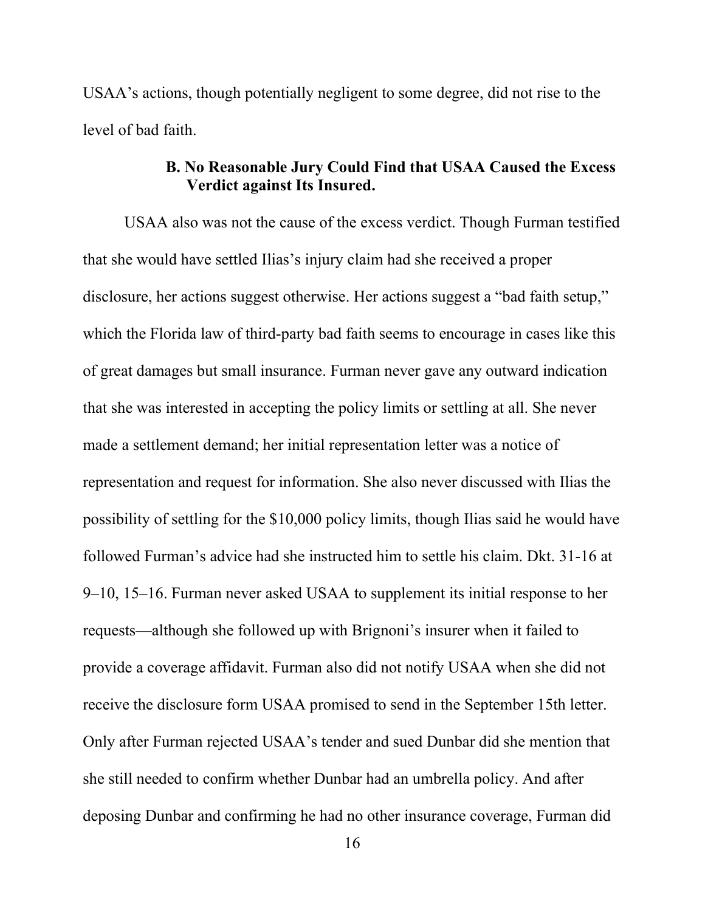USAA's actions, though potentially negligent to some degree, did not rise to the level of bad faith.

### B. No Reasonable Jury Could Find that USAA Caused the Excess Verdict against Its Insured.

USAA also was not the cause of the excess verdict. Though Furman testified that she would have settled Ilias's injury claim had she received a proper disclosure, her actions suggest otherwise. Her actions suggest a "bad faith setup," which the Florida law of third-party bad faith seems to encourage in cases like this of great damages but small insurance. Furman never gave any outward indication that she was interested in accepting the policy limits or settling at all. She never made a settlement demand; her initial representation letter was a notice of representation and request for information. She also never discussed with Ilias the possibility of settling for the $10,000 policy limits, though Ilias said he would have followed Furman's advice had she instructed him to settle his claim. Dkt. 31-16 at 9–10, 15–16. Furman never asked USAA to supplement its initial response to her requests—although she followed up with Brignoni's insurer when it failed to provide a coverage affidavit. Furman also did not notify USAA when she did not receive the disclosure form USAA promised to send in the September 15th letter. Only after Furman rejected USAA's tender and sued Dunbar did she mention that she still needed to confirm whether Dunbar had an umbrella policy. And after deposing Dunbar and confirming he had no other insurance coverage, Furman did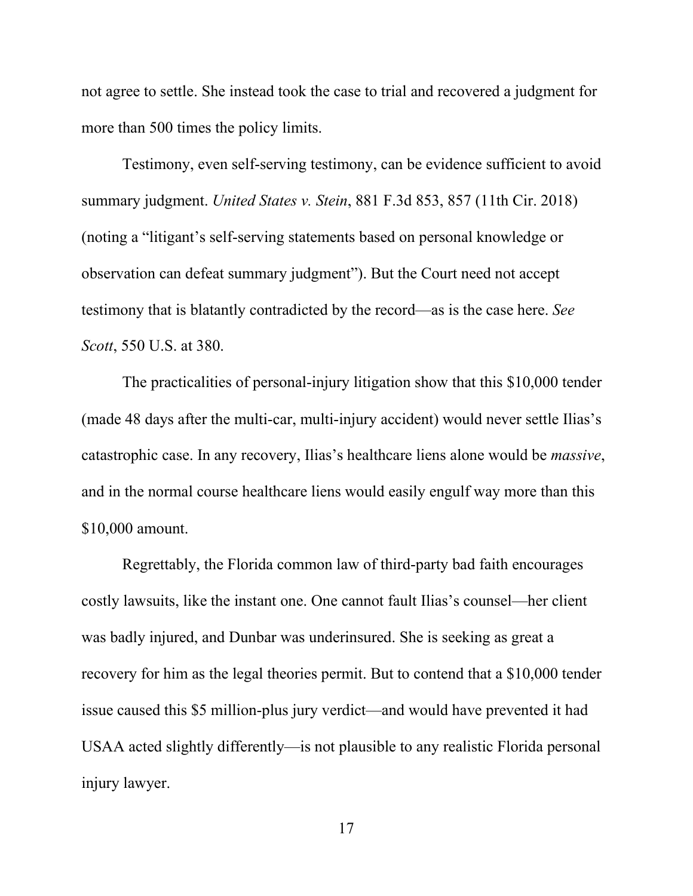not agree to settle. She instead took the case to trial and recovered a judgment for more than 500 times the policy limits.

Testimony, even self-serving testimony, can be evidence sufficient to avoid summary judgment. *United States v. Stein*, 881 F.3d 853, 857 (11th Cir. 2018) (noting a "litigant's self-serving statements based on personal knowledge or observation can defeat summary judgment"). But the Court need not accept testimony that is blatantly contradicted by the record—as is the case here. *See Scott*, 550 U.S. at 380.

The practicalities of personal-injury litigation show that this $10,000 tender (made 48 days after the multi-car, multi-injury accident) would never settle Ilias's catastrophic case. In any recovery, Ilias's healthcare liens alone would be *massive*, and in the normal course healthcare liens would easily engulf way more than this $10,000 amount.

Regrettably, the Florida common law of third-party bad faith encourages costly lawsuits, like the instant one. One cannot fault Ilias's counsel—her client was badly injured, and Dunbar was underinsured. She is seeking as great a recovery for him as the legal theories permit. But to contend that a $10,000 tender issue caused this $5 million-plus jury verdict—and would have prevented it had USAA acted slightly differently—is not plausible to any realistic Florida personal injury lawyer.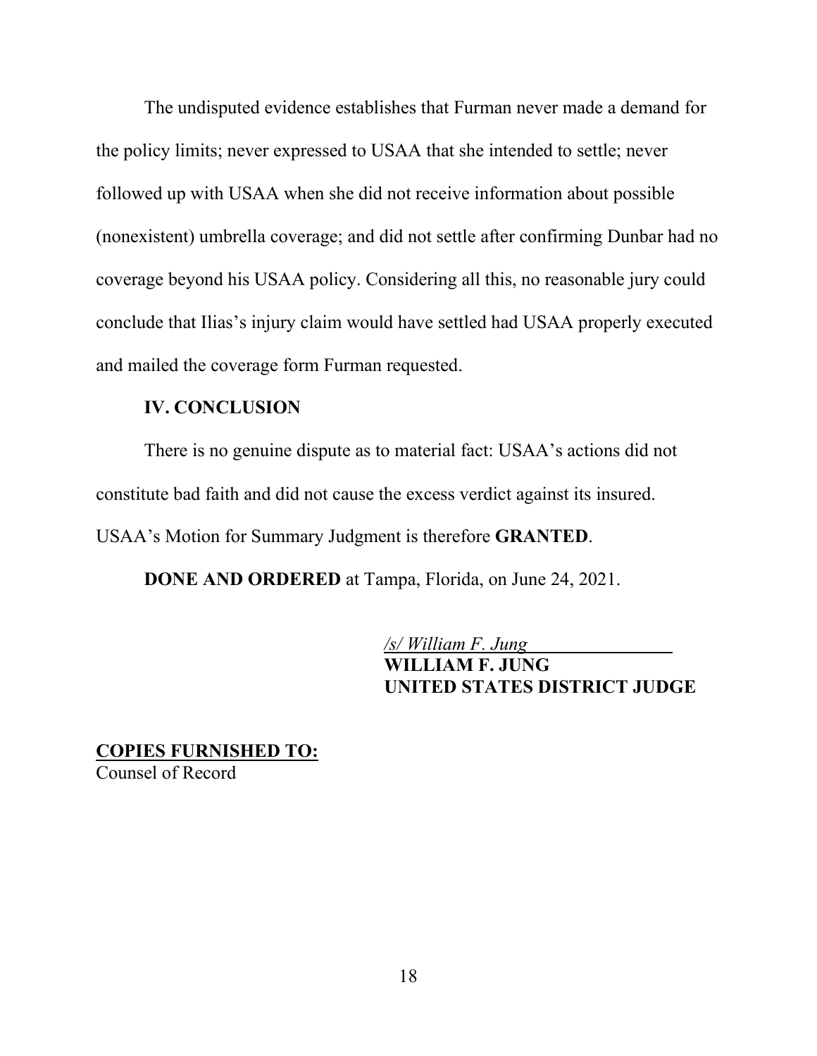The undisputed evidence establishes that Furman never made a demand for the policy limits; never expressed to USAA that she intended to settle; never followed up with USAA when she did not receive information about possible (nonexistent) umbrella coverage; and did not settle after confirming Dunbar had no coverage beyond his USAA policy. Considering all this, no reasonable jury could conclude that Ilias's injury claim would have settled had USAA properly executed and mailed the coverage form Furman requested.

## IV. CONCLUSION

There is no genuine dispute as to material fact: USAA's actions did not constitute bad faith and did not cause the excess verdict against its insured. USAA's Motion for Summary Judgment is therefore **GRANTED**.

**DONE AND ORDERED** at Tampa, Florida, on June 24, 2021.

*/s/ William F. Jung*
**WILLIAM F. JUNG**
**UNITED STATES DISTRICT JUDGE**

**COPIES FURNISHED TO:**
Counsel of Record